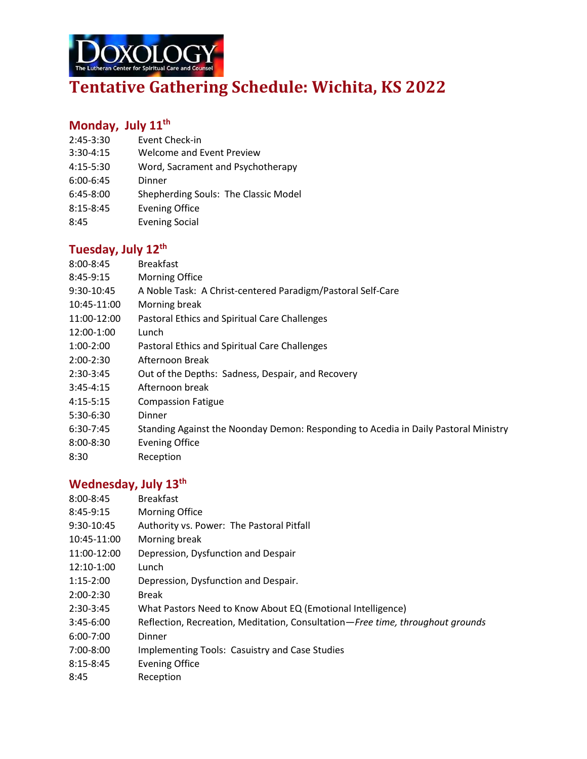DOXOLOGY
The Lutheran Center for Spiritual Care and Counsel

# Tentative Gathering Schedule: Wichita, KS 2022

## Monday, July 11th

| | |
|---|---|
| 2:45-3:30 | Event Check-in |
| 3:30-4:15 | Welcome and Event Preview |
| 4:15-5:30 | Word, Sacrament and Psychotherapy |
| 6:00-6:45 | Dinner |
| 6:45-8:00 | Shepherding Souls: The Classic Model |
| 8:15-8:45 | Evening Office |
| 8:45 | Evening Social |

## Tuesday, July 12th

| | |
|---|---|
| 8:00-8:45 | Breakfast |
| 8:45-9:15 | Morning Office |
| 9:30-10:45 | A Noble Task: A Christ-centered Paradigm/Pastoral Self-Care |
| 10:45-11:00 | Morning break |
| 11:00-12:00 | Pastoral Ethics and Spiritual Care Challenges |
| 12:00-1:00 | Lunch |
| 1:00-2:00 | Pastoral Ethics and Spiritual Care Challenges |
| 2:00-2:30 | Afternoon Break |
| 2:30-3:45 | Out of the Depths: Sadness, Despair, and Recovery |
| 3:45-4:15 | Afternoon break |
| 4:15-5:15 | Compassion Fatigue |
| 5:30-6:30 | Dinner |
| 6:30-7:45 | Standing Against the Noonday Demon: Responding to Acedia in Daily Pastoral Ministry |
| 8:00-8:30 | Evening Office |
| 8:30 | Reception |

## Wednesday, July 13th

| | |
|---|---|
| 8:00-8:45 | Breakfast |
| 8:45-9:15 | Morning Office |
| 9:30-10:45 | Authority vs. Power: The Pastoral Pitfall |
| 10:45-11:00 | Morning break |
| 11:00-12:00 | Depression, Dysfunction and Despair |
| 12:10-1:00 | Lunch |
| 1:15-2:00 | Depression, Dysfunction and Despair. |
| 2:00-2:30 | Break |
| 2:30-3:45 | What Pastors Need to Know About EQ (Emotional Intelligence) |
| 3:45-6:00 | Reflection, Recreation, Meditation, Consultation—*Free time, throughout grounds* |
| 6:00-7:00 | Dinner |
| 7:00-8:00 | Implementing Tools: Casuistry and Case Studies |
| 8:15-8:45 | Evening Office |
| 8:45 | Reception |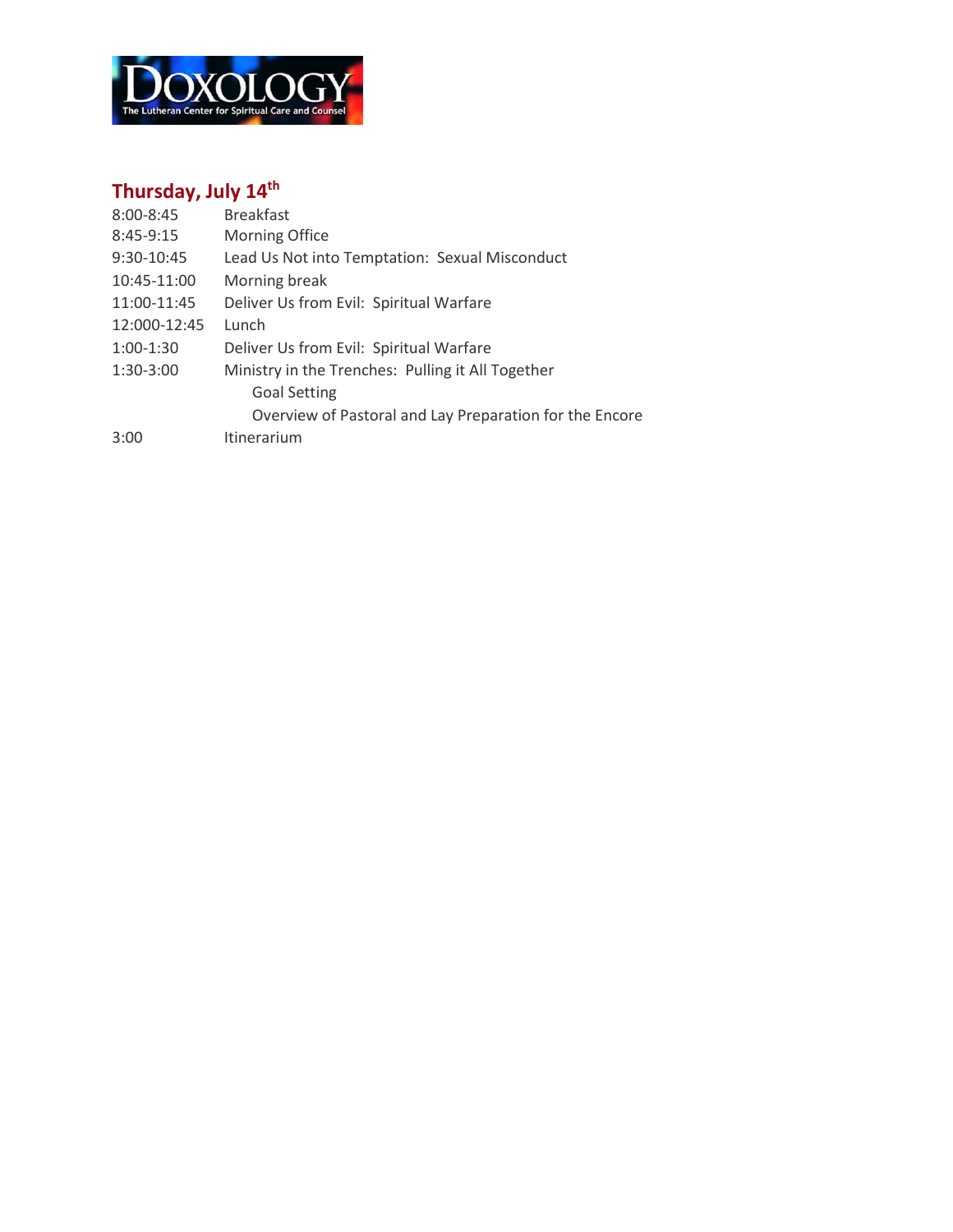## Thursday, July 14th

| | |
|---|---|
| 8:00-8:45 | Breakfast |
| 8:45-9:15 | Morning Office |
| 9:30-10:45 | Lead Us Not into Temptation: Sexual Misconduct |
| 10:45-11:00 | Morning break |
| 11:00-11:45 | Deliver Us from Evil: Spiritual Warfare |
| 12:000-12:45 | Lunch |
| 1:00-1:30 | Deliver Us from Evil: Spiritual Warfare |
| 1:30-3:00 | Ministry in the Trenches: Pulling it All Together<br>Goal Setting<br>Overview of Pastoral and Lay Preparation for the Encore |
| 3:00 | Itinerarium |